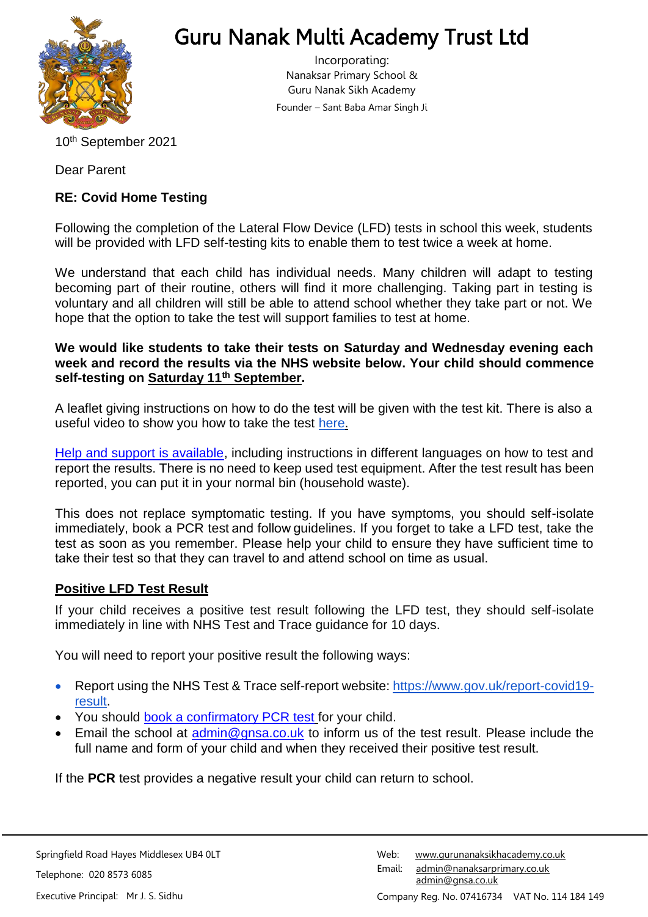# Guru Nanak Multi Academy Trust Ltd

Incorporating:
Nanaksar Primary School &
Guru Nanak Sikh Academy
Founder – Sant Baba Amar Singh Ji

10th September 2021

Dear Parent

**RE: Covid Home Testing**

Following the completion of the Lateral Flow Device (LFD) tests in school this week, students will be provided with LFD self-testing kits to enable them to test twice a week at home.

We understand that each child has individual needs. Many children will adapt to testing becoming part of their routine, others will find it more challenging. Taking part in testing is voluntary and all children will still be able to attend school whether they take part or not. We hope that the option to take the test will support families to test at home.

**We would like students to take their tests on Saturday and Wednesday evening each week and record the results via the NHS website below. Your child should commence self-testing on <u>Saturday 11th September</u>.**

A leaflet giving instructions on how to do the test will be given with the test kit. There is also a useful video to show you how to take the test [here](#).

[Help and support is available](#), including instructions in different languages on how to test and report the results. There is no need to keep used test equipment. After the test result has been reported, you can put it in your normal bin (household waste).

This does not replace symptomatic testing. If you have symptoms, you should self-isolate immediately, book a PCR test and follow guidelines. If you forget to take a LFD test, take the test as soon as you remember. Please help your child to ensure they have sufficient time to take their test so that they can travel to and attend school on time as usual.

## <u>Positive LFD Test Result</u>

If your child receives a positive test result following the LFD test, they should self-isolate immediately in line with NHS Test and Trace guidance for 10 days.

You will need to report your positive result the following ways:

- Report using the NHS Test & Trace self-report website: https://www.gov.uk/report-covid19-result.
- You should [book a confirmatory PCR test](#) for your child.
- Email the school at admin@gnsa.co.uk to inform us of the test result. Please include the full name and form of your child and when they received their positive test result.

If the **PCR** test provides a negative result your child can return to school.

---

Springfield Road Hayes Middlesex UB4 0LT
Telephone: 020 8573 6085
Executive Principal: Mr J. S. Sidhu

Web: www.gurunanaksikhacademy.co.uk
Email: admin@nanaksarprimary.co.uk
admin@gnsa.co.uk
Company Reg. No. 07416734 VAT No. 114 184 149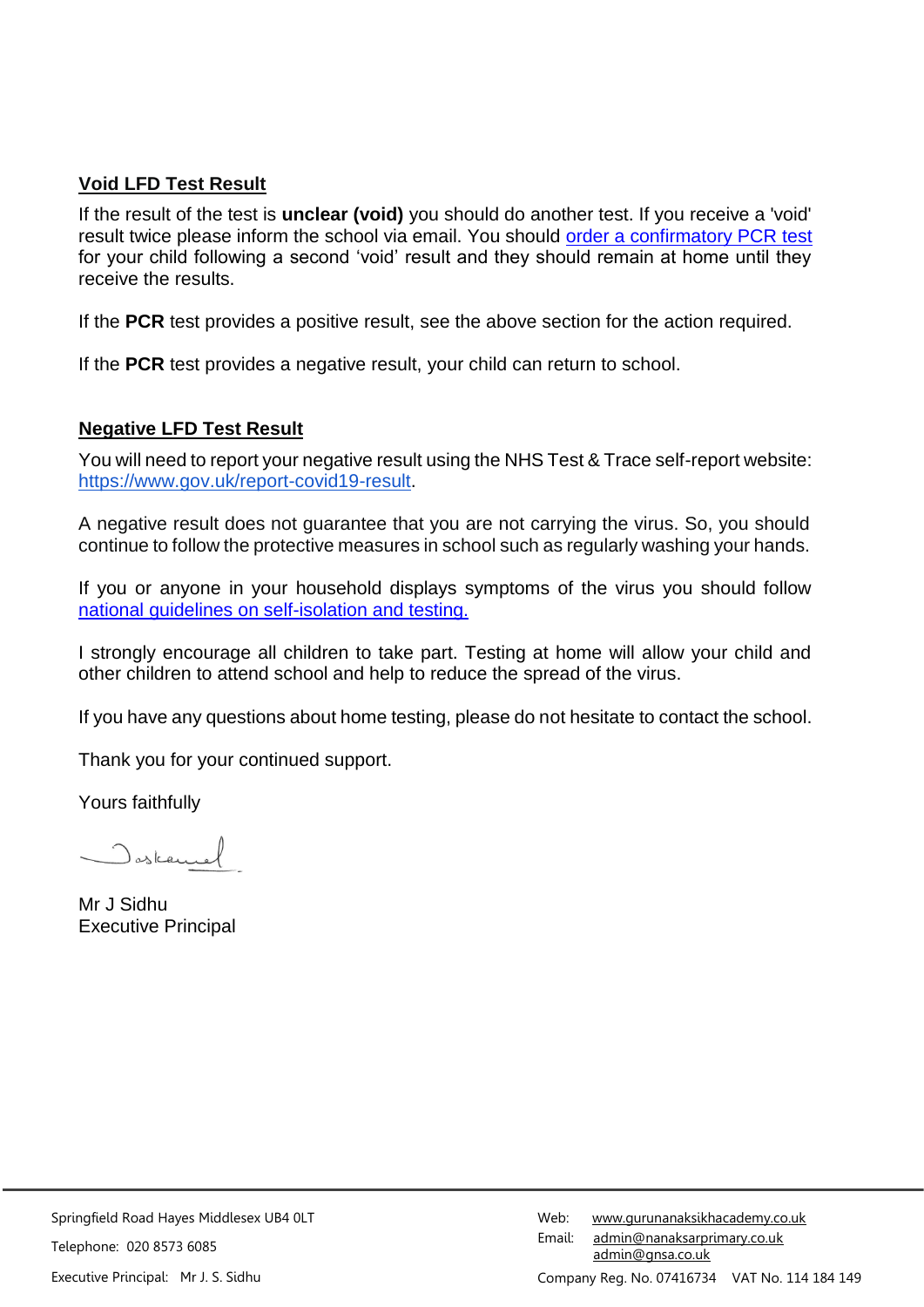**Void LFD Test Result**

If the result of the test is **unclear (void)** you should do another test. If you receive a 'void' result twice please inform the school via email. You should order a confirmatory PCR test for your child following a second 'void' result and they should remain at home until they receive the results.

If the **PCR** test provides a positive result, see the above section for the action required.

If the **PCR** test provides a negative result, your child can return to school.

**Negative LFD Test Result**

You will need to report your negative result using the NHS Test & Trace self-report website: https://www.gov.uk/report-covid19-result.

A negative result does not guarantee that you are not carrying the virus. So, you should continue to follow the protective measures in school such as regularly washing your hands.

If you or anyone in your household displays symptoms of the virus you should follow national guidelines on self-isolation and testing.

I strongly encourage all children to take part. Testing at home will allow your child and other children to attend school and help to reduce the spread of the virus.

If you have any questions about home testing, please do not hesitate to contact the school.

Thank you for your continued support.

Yours faithfully

Mr J Sidhu
Executive Principal

Springfield Road Hayes Middlesex UB4 0LT
Telephone: 020 8573 6085
Executive Principal: Mr J. S. Sidhu

Web: www.gurunanaksikhacademy.co.uk
Email: admin@nanaksarprimary.co.uk
admin@gnsa.co.uk
Company Reg. No. 07416734 VAT No. 114 184 149